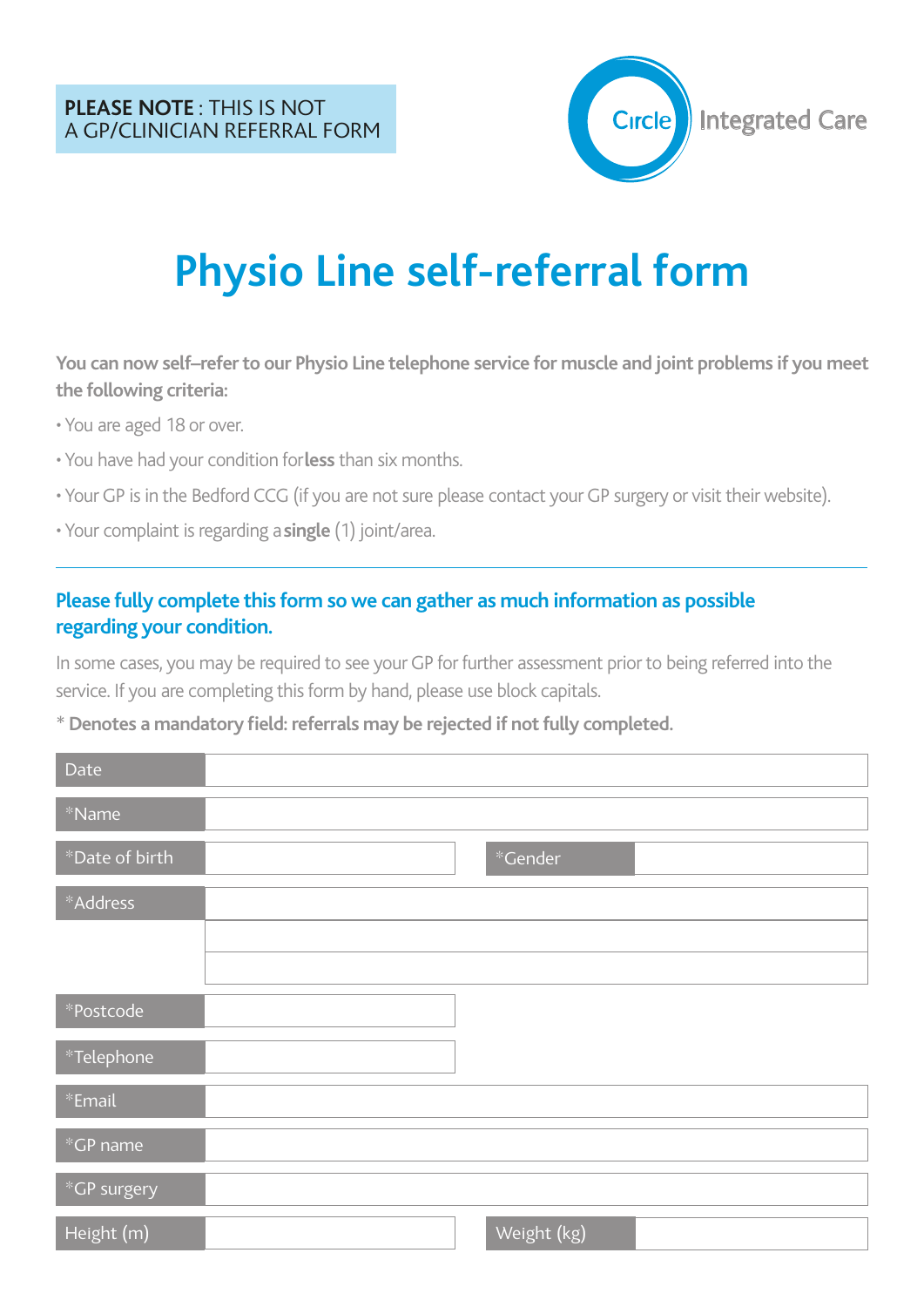**PLEASE NOTE** : THIS IS NOT A GP/CLINICIAN REFERRAL FORM

Circle Integrated Care

# Physio Line self-referral form

**You can now self–refer to our Physio Line telephone service for muscle and joint problems if you meet the following criteria:**

- You are aged 18 or over.
- You have had your condition for **less** than six months.
- Your GP is in the Bedford CCG (if you are not sure please contact your GP surgery or visit their website).
- Your complaint is regarding a **single** (1) joint/area.

---

**Please fully complete this form so we can gather as much information as possible regarding your condition.**

In some cases, you may be required to see your GP for further assessment prior to being referred into the service. If you are completing this form by hand, please use block capitals.

**\* Denotes a mandatory field: referrals may be rejected if not fully completed.**

| Field | | | |
|---|---|---|---|
| Date | | | |
| *Name | | | |
| *Date of birth | | *Gender | |
| *Address | | | |
| | | | |
| | | | |
| *Postcode | | | |
| *Telephone | | | |
| *Email | | | |
| *GP name | | | |
| *GP surgery | | | |
| Height (m) | | Weight (kg) | |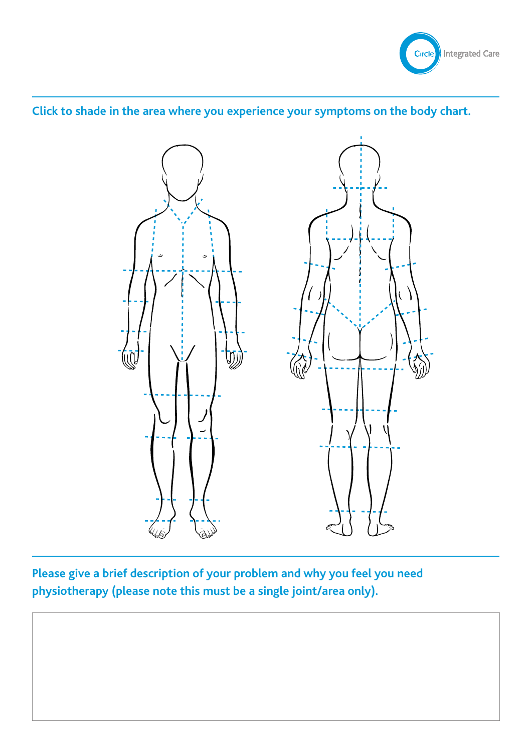Click to shade in the area where you experience your symptoms on the body chart.

Please give a brief description of your problem and why you feel you need physiotherapy (please note this must be a single joint/area only).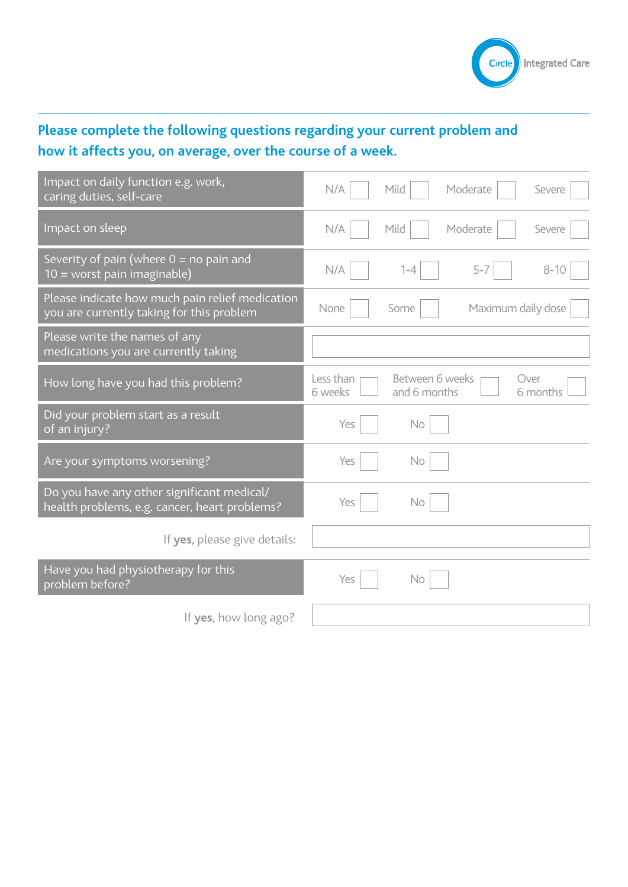## Please complete the following questions regarding your current problem and how it affects you, on average, over the course of a week.

| Question | Options | | | |
|---|---|---|---|---|
| Impact on daily function e.g. work, caring duties, self-care | N/A ☐ | Mild ☐ | Moderate ☐ | Severe ☐ |
| Impact on sleep | N/A ☐ | Mild ☐ | Moderate ☐ | Severe ☐ |
| Severity of pain (where 0 = no pain and 10 = worst pain imaginable) | N/A ☐ | 1-4 ☐ | 5-7 ☐ | 8-10 ☐ |
| Please indicate how much pain relief medication you are currently taking for this problem | None ☐ | Some ☐ | Maximum daily dose ☐ | |
| Please write the names of any medications you are currently taking | | | | |
| How long have you had this problem? | Less than 6 weeks ☐ | Between 6 weeks and 6 months ☐ | Over 6 months ☐ | |
| Did your problem start as a result of an injury? | Yes ☐ | No ☐ | | |
| Are your symptoms worsening? | Yes ☐ | No ☐ | | |
| Do you have any other significant medical/ health problems, e.g. cancer, heart problems? | Yes ☐ | No ☐ | | |
| If **yes**, please give details: | | | | |
| Have you had physiotherapy for this problem before? | Yes ☐ | No ☐ | | |
| If **yes**, how long ago? | | | | |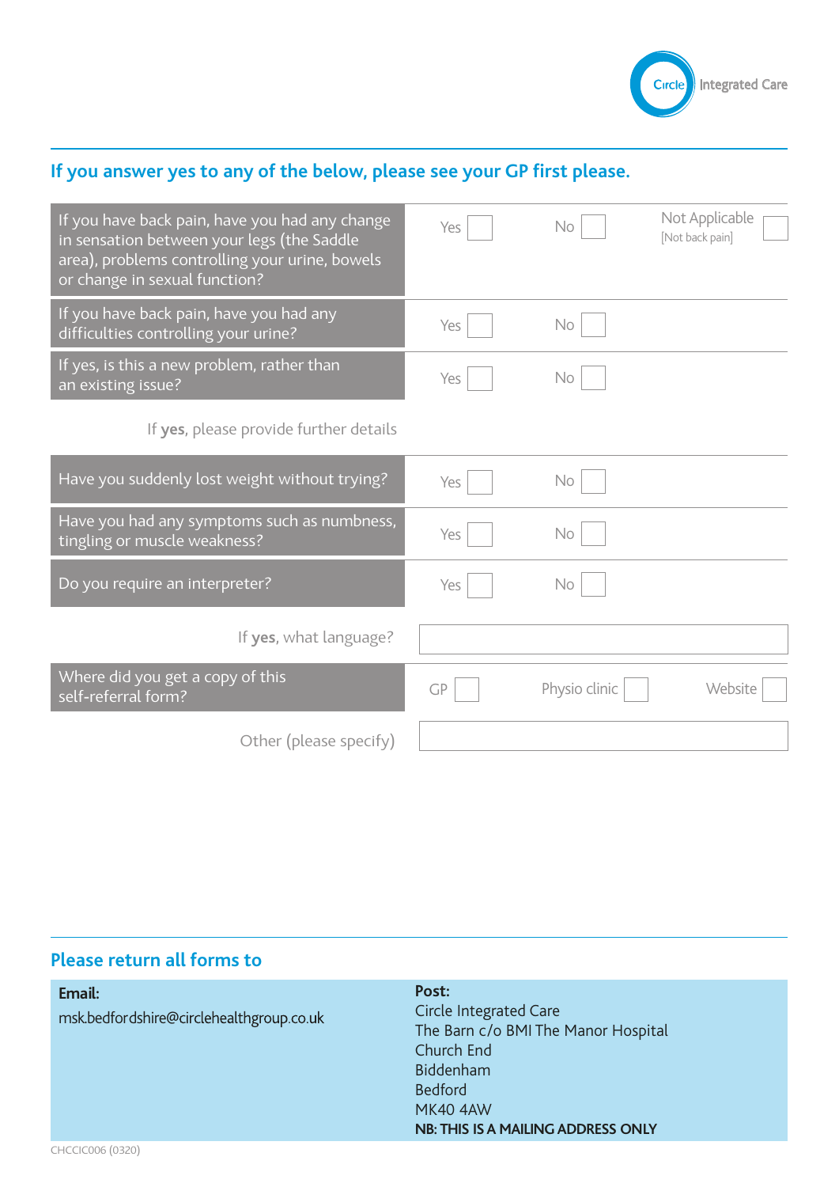## If you answer yes to any of the below, please see your GP first please.

| | | | |
|---|---|---|---|
| If you have back pain, have you had any change in sensation between your legs (the Saddle area), problems controlling your urine, bowels or change in sexual function? | Yes ☐ | No ☐ | Not Applicable [Not back pain] ☐ |
| If you have back pain, have you had any difficulties controlling your urine? | Yes ☐ | No ☐ | |
| If yes, is this a new problem, rather than an existing issue? | Yes ☐ | No ☐ | |
| If **yes**, please provide further details | | | |
| Have you suddenly lost weight without trying? | Yes ☐ | No ☐ | |
| Have you had any symptoms such as numbness, tingling or muscle weakness? | Yes ☐ | No ☐ | |
| Do you require an interpreter? | Yes ☐ | No ☐ | |
| If **yes**, what language? | | | |
| Where did you get a copy of this self-referral form? | GP ☐ | Physio clinic ☐ | Website ☐ |
| Other (please specify) | | | |

## Please return all forms to

**Email:**
msk.bedfordshire@circlehealthgroup.co.uk

**Post:**
Circle Integrated Care
The Barn c/o BMI The Manor Hospital
Church End
Biddenham
Bedford
MK40 4AW
**NB: THIS IS A MAILING ADDRESS ONLY**

CHCCIC006 (0320)